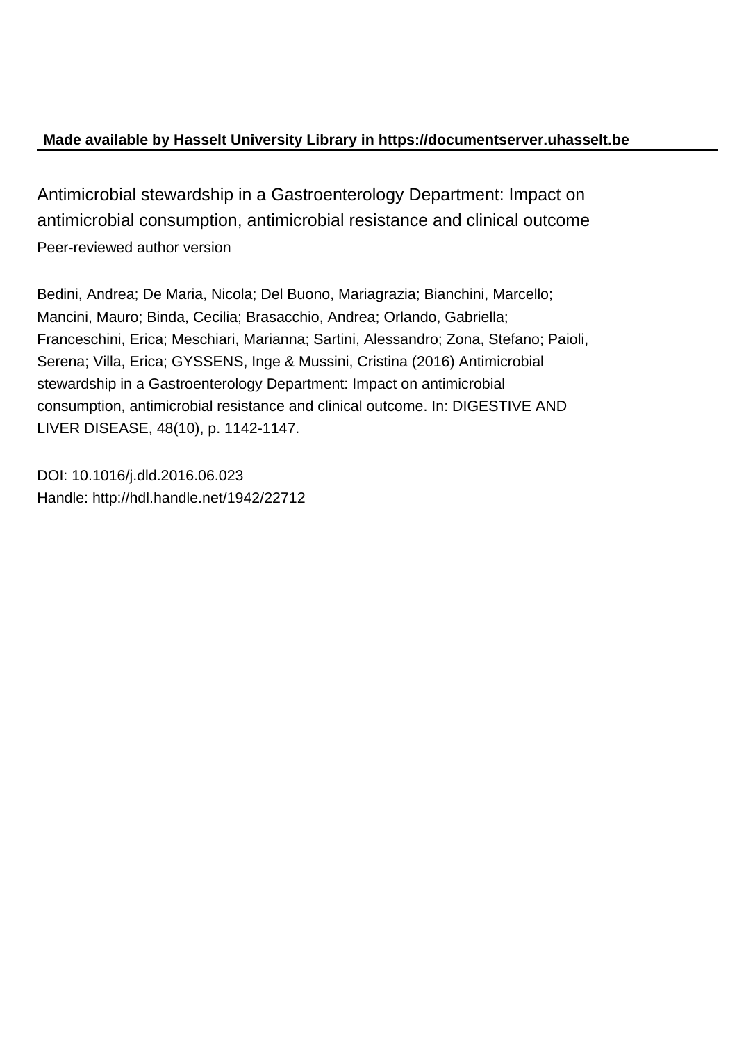**Made available by Hasselt University Library in https://documentserver.uhasselt.be**

# Antimicrobial stewardship in a Gastroenterology Department: Impact on antimicrobial consumption, antimicrobial resistance and clinical outcome

Peer-reviewed author version

Bedini, Andrea; De Maria, Nicola; Del Buono, Mariagrazia; Bianchini, Marcello; Mancini, Mauro; Binda, Cecilia; Brasacchio, Andrea; Orlando, Gabriella; Franceschini, Erica; Meschiari, Marianna; Sartini, Alessandro; Zona, Stefano; Paioli, Serena; Villa, Erica; GYSSENS, Inge & Mussini, Cristina (2016) Antimicrobial stewardship in a Gastroenterology Department: Impact on antimicrobial consumption, antimicrobial resistance and clinical outcome. In: DIGESTIVE AND LIVER DISEASE, 48(10), p. 1142-1147.

DOI: 10.1016/j.dld.2016.06.023
Handle: http://hdl.handle.net/1942/22712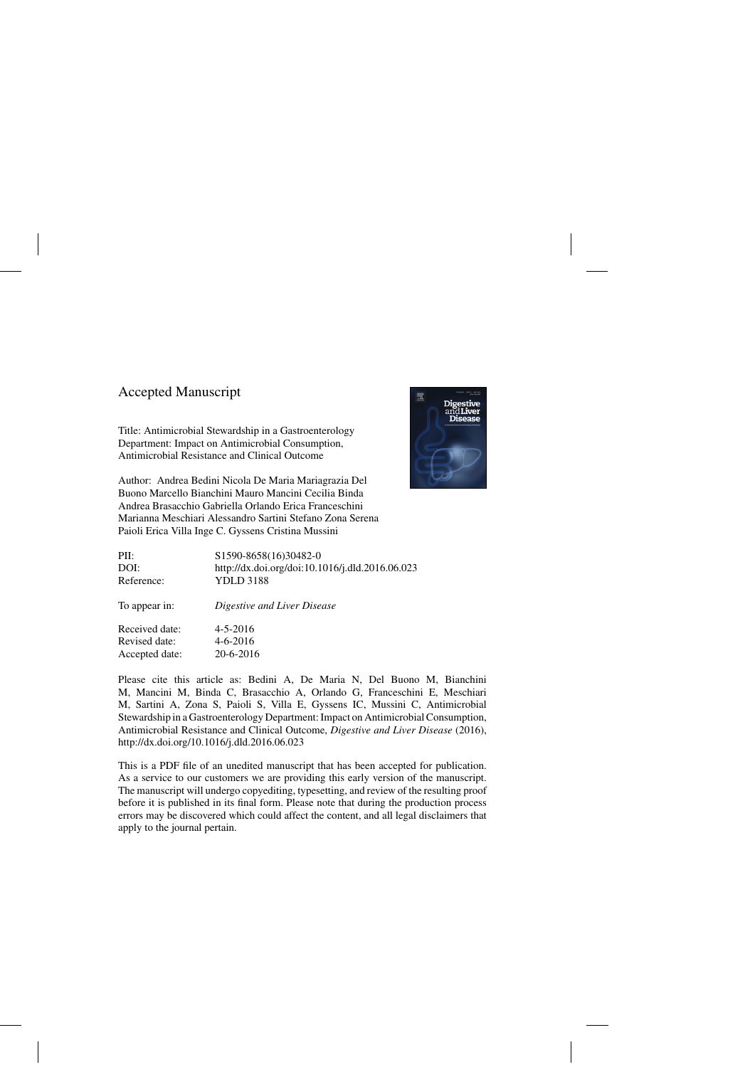Accepted Manuscript

Title: Antimicrobial Stewardship in a Gastroenterology Department: Impact on Antimicrobial Consumption, Antimicrobial Resistance and Clinical Outcome

Author: Andrea Bedini Nicola De Maria Mariagrazia Del Buono Marcello Bianchini Mauro Mancini Cecilia Binda Andrea Brasacchio Gabriella Orlando Erica Franceschini Marianna Meschiari Alessandro Sartini Stefano Zona Serena Paioli Erica Villa Inge C. Gyssens Cristina Mussini

| | |
|---|---|
| PII: | S1590-8658(16)30482-0 |
| DOI: | http://dx.doi.org/doi:10.1016/j.dld.2016.06.023 |
| Reference: | YDLD 3188 |
| To appear in: | *Digestive and Liver Disease* |
| Received date: | 4-5-2016 |
| Revised date: | 4-6-2016 |
| Accepted date: | 20-6-2016 |

Please cite this article as: Bedini A, De Maria N, Del Buono M, Bianchini M, Mancini M, Binda C, Brasacchio A, Orlando G, Franceschini E, Meschiari M, Sartini A, Zona S, Paioli S, Villa E, Gyssens IC, Mussini C, Antimicrobial Stewardship in a Gastroenterology Department: Impact on Antimicrobial Consumption, Antimicrobial Resistance and Clinical Outcome, *Digestive and Liver Disease* (2016), http://dx.doi.org/10.1016/j.dld.2016.06.023

This is a PDF file of an unedited manuscript that has been accepted for publication. As a service to our customers we are providing this early version of the manuscript. The manuscript will undergo copyediting, typesetting, and review of the resulting proof before it is published in its final form. Please note that during the production process errors may be discovered which could affect the content, and all legal disclaimers that apply to the journal pertain.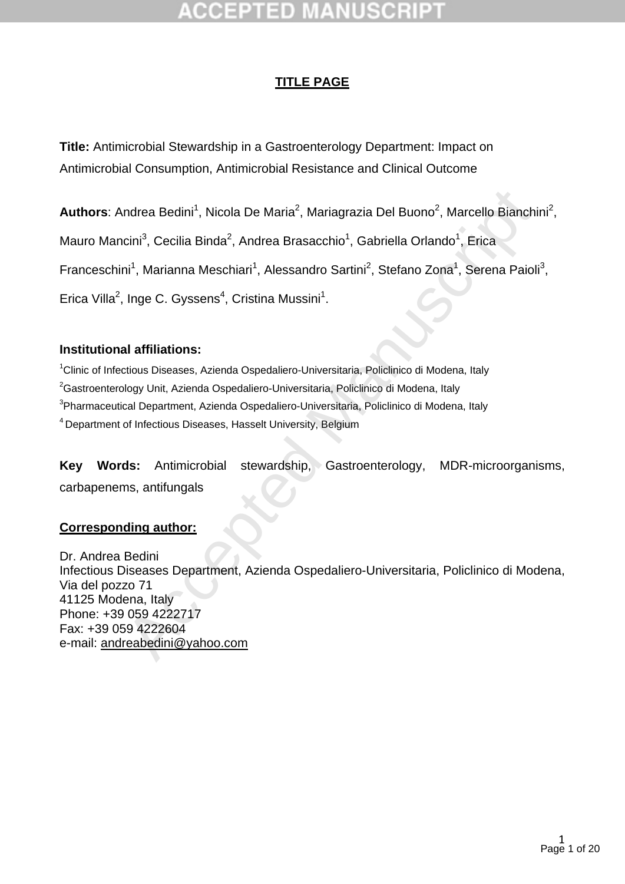# TITLE PAGE

**Title:** Antimicrobial Stewardship in a Gastroenterology Department: Impact on Antimicrobial Consumption, Antimicrobial Resistance and Clinical Outcome

**Authors**: Andrea Bedini[1], Nicola De Maria[2], Mariagrazia Del Buono[2], Marcello Bianchini[2], Mauro Mancini[3], Cecilia Binda[2], Andrea Brasacchio[1], Gabriella Orlando[1], Erica Franceschini[1], Marianna Meschiari[1], Alessandro Sartini[2], Stefano Zona[1], Serena Paioli[3], Erica Villa[2], Inge C. Gyssens[4], Cristina Mussini[1].

**Institutional affiliations:**

[1]Clinic of Infectious Diseases, Azienda Ospedaliero-Universitaria, Policlinico di Modena, Italy

[2]Gastroenterology Unit, Azienda Ospedaliero-Universitaria, Policlinico di Modena, Italy

[3]Pharmaceutical Department, Azienda Ospedaliero-Universitaria, Policlinico di Modena, Italy

[4] Department of Infectious Diseases, Hasselt University, Belgium

**Key Words:** Antimicrobial stewardship, Gastroenterology, MDR-microorganisms, carbapenems, antifungals

**Corresponding author:**

Dr. Andrea Bedini
Infectious Diseases Department, Azienda Ospedaliero-Universitaria, Policlinico di Modena,
Via del pozzo 71
41125 Modena, Italy
Phone: +39 059 4222717
Fax: +39 059 4222604
e-mail: andreabedini@yahoo.com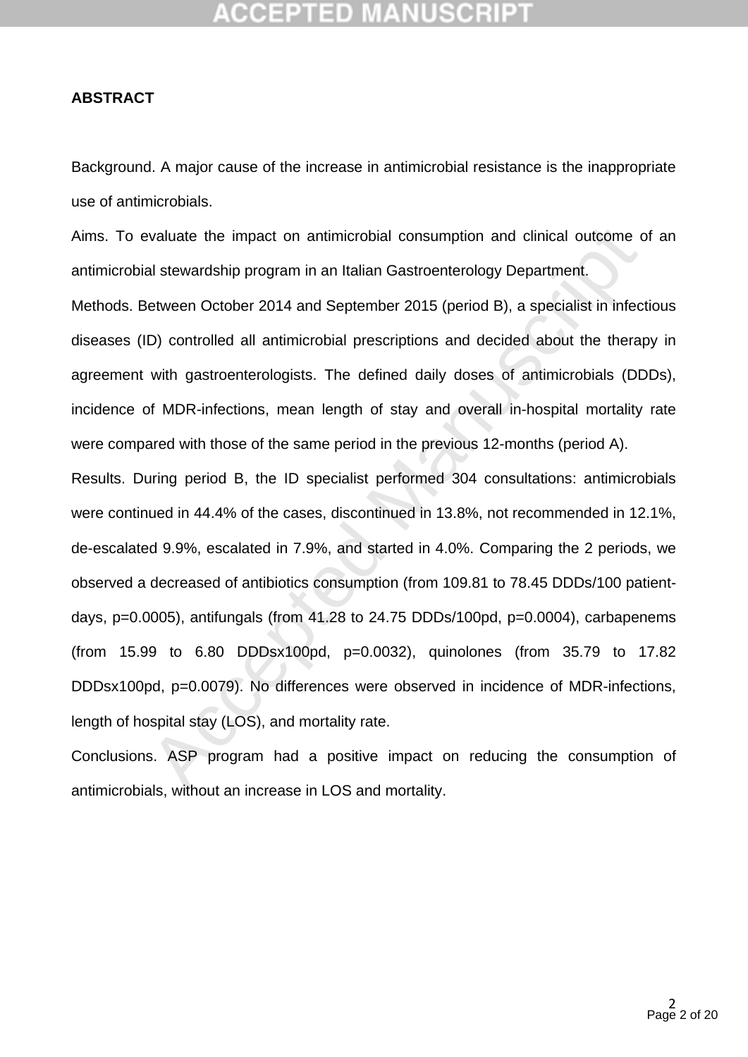## ABSTRACT

Background. A major cause of the increase in antimicrobial resistance is the inappropriate use of antimicrobials.

Aims. To evaluate the impact on antimicrobial consumption and clinical outcome of an antimicrobial stewardship program in an Italian Gastroenterology Department.

Methods. Between October 2014 and September 2015 (period B), a specialist in infectious diseases (ID) controlled all antimicrobial prescriptions and decided about the therapy in agreement with gastroenterologists. The defined daily doses of antimicrobials (DDDs), incidence of MDR-infections, mean length of stay and overall in-hospital mortality rate were compared with those of the same period in the previous 12-months (period A).

Results. During period B, the ID specialist performed 304 consultations: antimicrobials were continued in 44.4% of the cases, discontinued in 13.8%, not recommended in 12.1%, de-escalated 9.9%, escalated in 7.9%, and started in 4.0%. Comparing the 2 periods, we observed a decreased of antibiotics consumption (from 109.81 to 78.45 DDDs/100 patient-days, p=0.0005), antifungals (from 41.28 to 24.75 DDDs/100pd, p=0.0004), carbapenems (from 15.99 to 6.80 DDDsx100pd, p=0.0032), quinolones (from 35.79 to 17.82 DDDsx100pd, p=0.0079). No differences were observed in incidence of MDR-infections, length of hospital stay (LOS), and mortality rate.

Conclusions. ASP program had a positive impact on reducing the consumption of antimicrobials, without an increase in LOS and mortality.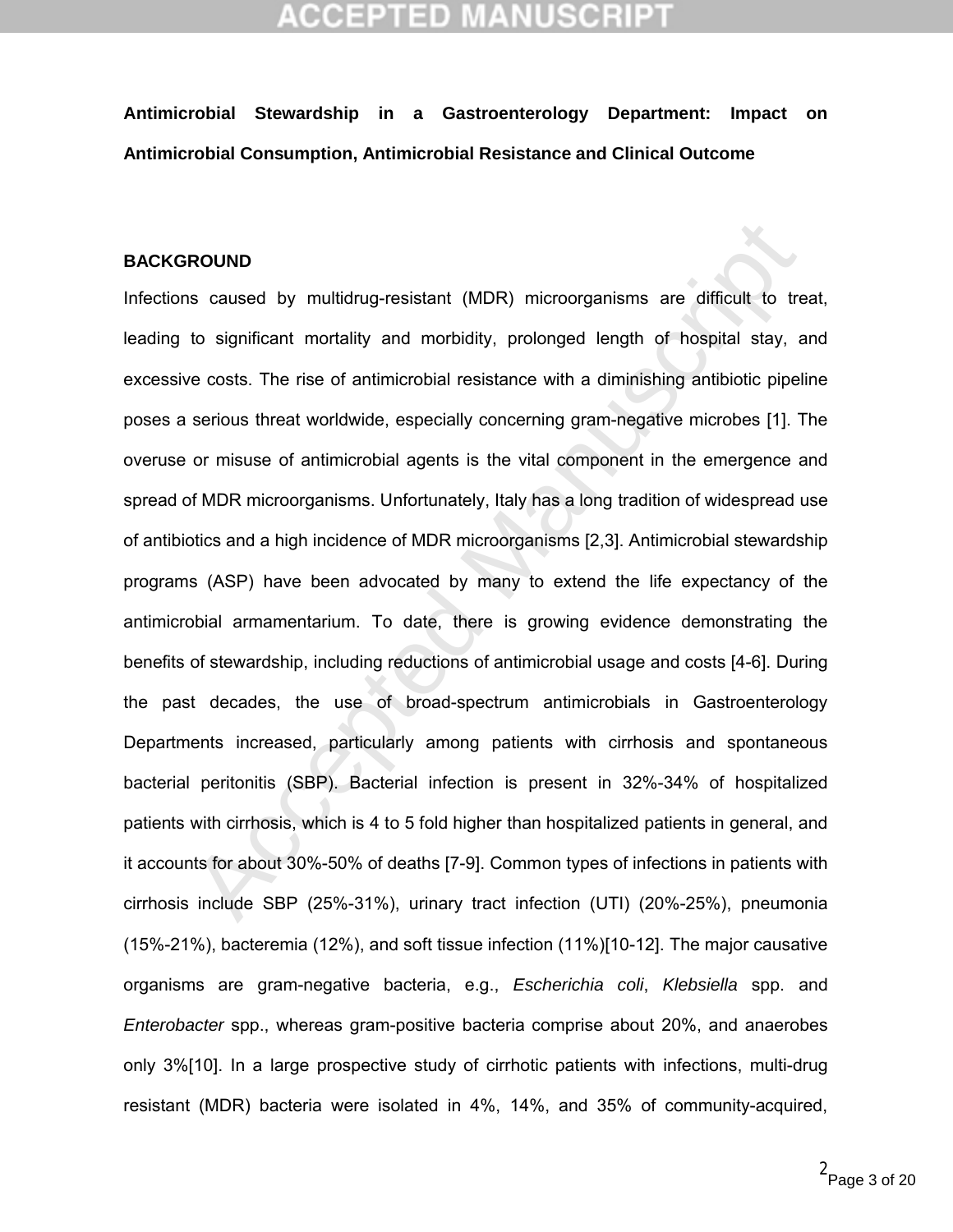**Antimicrobial Stewardship in a Gastroenterology Department: Impact on Antimicrobial Consumption, Antimicrobial Resistance and Clinical Outcome**

## BACKGROUND

Infections caused by multidrug-resistant (MDR) microorganisms are difficult to treat, leading to significant mortality and morbidity, prolonged length of hospital stay, and excessive costs. The rise of antimicrobial resistance with a diminishing antibiotic pipeline poses a serious threat worldwide, especially concerning gram-negative microbes [1]. The overuse or misuse of antimicrobial agents is the vital component in the emergence and spread of MDR microorganisms. Unfortunately, Italy has a long tradition of widespread use of antibiotics and a high incidence of MDR microorganisms [2,3]. Antimicrobial stewardship programs (ASP) have been advocated by many to extend the life expectancy of the antimicrobial armamentarium. To date, there is growing evidence demonstrating the benefits of stewardship, including reductions of antimicrobial usage and costs [4-6]. During the past decades, the use of broad-spectrum antimicrobials in Gastroenterology Departments increased, particularly among patients with cirrhosis and spontaneous bacterial peritonitis (SBP). Bacterial infection is present in 32%-34% of hospitalized patients with cirrhosis, which is 4 to 5 fold higher than hospitalized patients in general, and it accounts for about 30%-50% of deaths [7-9]. Common types of infections in patients with cirrhosis include SBP (25%-31%), urinary tract infection (UTI) (20%-25%), pneumonia (15%-21%), bacteremia (12%), and soft tissue infection (11%)[10-12]. The major causative organisms are gram-negative bacteria, e.g., *Escherichia coli*, *Klebsiella* spp. and *Enterobacter* spp., whereas gram-positive bacteria comprise about 20%, and anaerobes only 3%[10]. In a large prospective study of cirrhotic patients with infections, multi-drug resistant (MDR) bacteria were isolated in 4%, 14%, and 35% of community-acquired,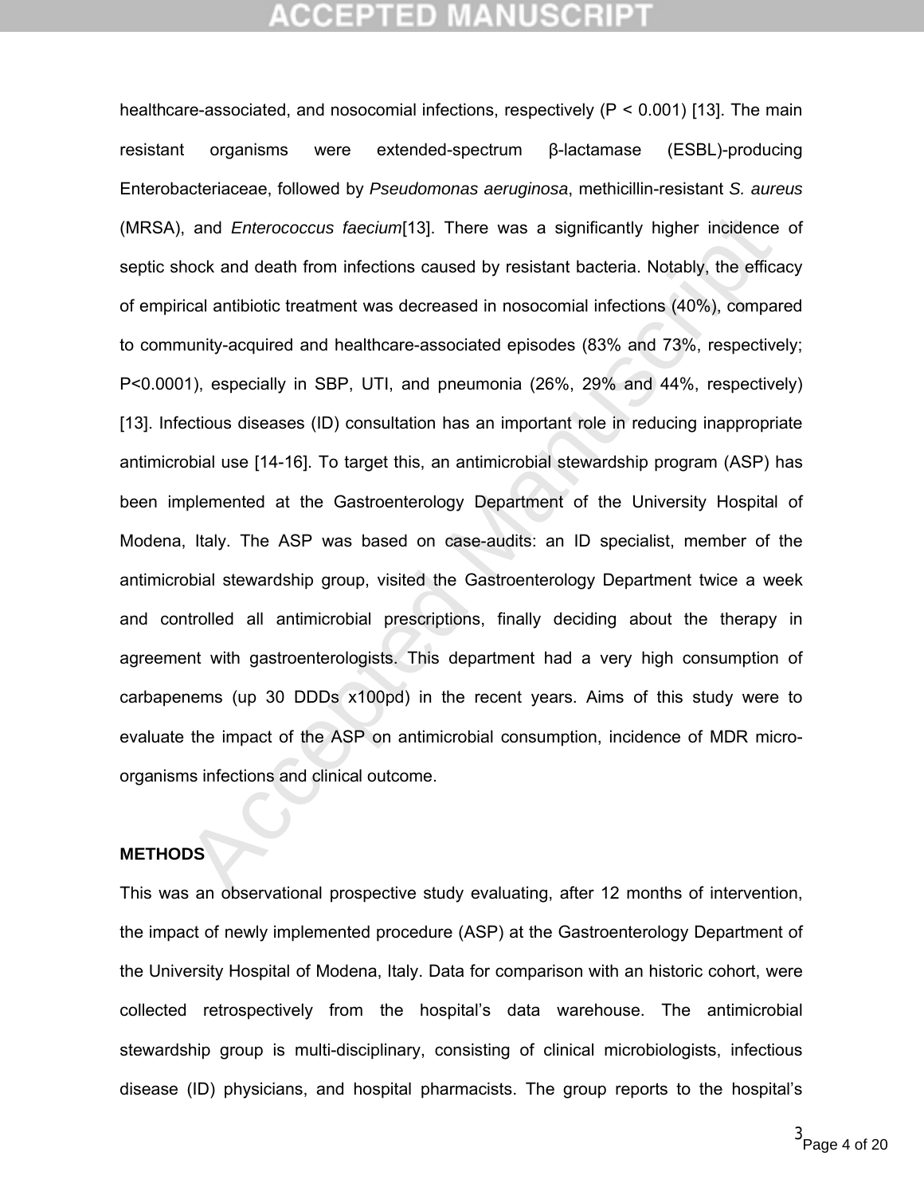healthcare-associated, and nosocomial infections, respectively (P < 0.001) [13]. The main resistant organisms were extended-spectrum β-lactamase (ESBL)-producing Enterobacteriaceae, followed by *Pseudomonas aeruginosa*, methicillin-resistant *S. aureus* (MRSA), and *Enterococcus faecium*[13]. There was a significantly higher incidence of septic shock and death from infections caused by resistant bacteria. Notably, the efficacy of empirical antibiotic treatment was decreased in nosocomial infections (40%), compared to community-acquired and healthcare-associated episodes (83% and 73%, respectively; P<0.0001), especially in SBP, UTI, and pneumonia (26%, 29% and 44%, respectively) [13]. Infectious diseases (ID) consultation has an important role in reducing inappropriate antimicrobial use [14-16]. To target this, an antimicrobial stewardship program (ASP) has been implemented at the Gastroenterology Department of the University Hospital of Modena, Italy. The ASP was based on case-audits: an ID specialist, member of the antimicrobial stewardship group, visited the Gastroenterology Department twice a week and controlled all antimicrobial prescriptions, finally deciding about the therapy in agreement with gastroenterologists. This department had a very high consumption of carbapenems (up 30 DDDs x100pd) in the recent years. Aims of this study were to evaluate the impact of the ASP on antimicrobial consumption, incidence of MDR micro-organisms infections and clinical outcome.

## METHODS

This was an observational prospective study evaluating, after 12 months of intervention, the impact of newly implemented procedure (ASP) at the Gastroenterology Department of the University Hospital of Modena, Italy. Data for comparison with an historic cohort, were collected retrospectively from the hospital's data warehouse. The antimicrobial stewardship group is multi-disciplinary, consisting of clinical microbiologists, infectious disease (ID) physicians, and hospital pharmacists. The group reports to the hospital's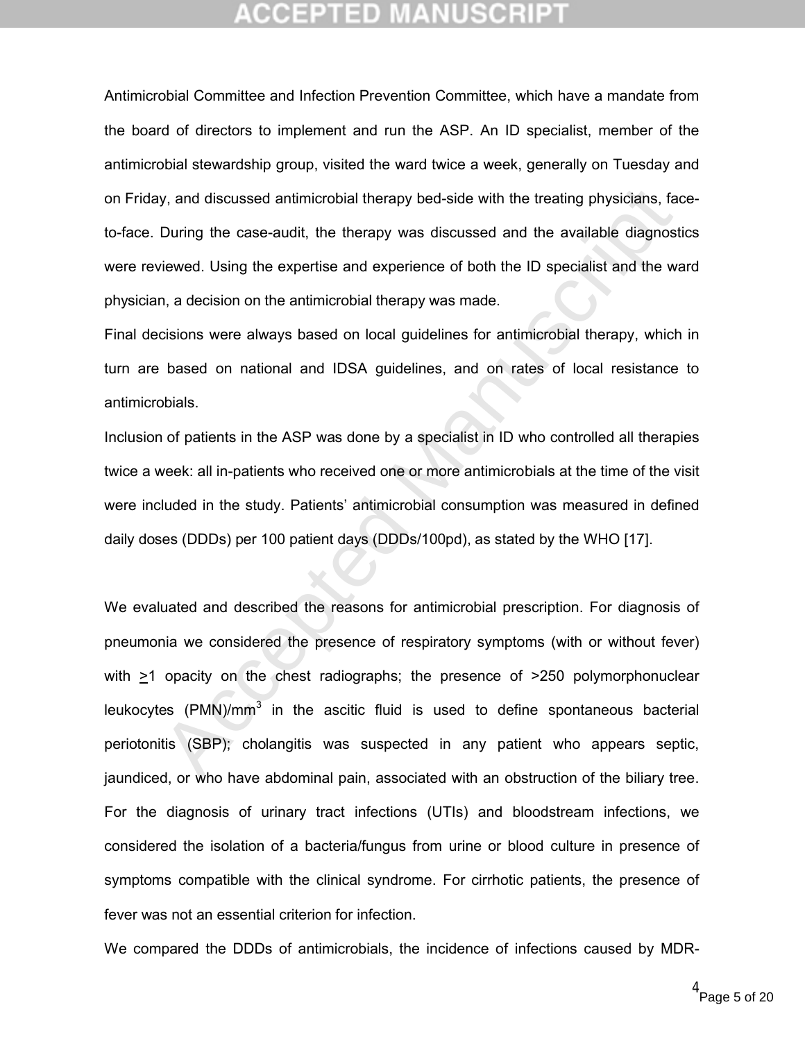Antimicrobial Committee and Infection Prevention Committee, which have a mandate from the board of directors to implement and run the ASP. An ID specialist, member of the antimicrobial stewardship group, visited the ward twice a week, generally on Tuesday and on Friday, and discussed antimicrobial therapy bed-side with the treating physicians, face-to-face. During the case-audit, the therapy was discussed and the available diagnostics were reviewed. Using the expertise and experience of both the ID specialist and the ward physician, a decision on the antimicrobial therapy was made.

Final decisions were always based on local guidelines for antimicrobial therapy, which in turn are based on national and IDSA guidelines, and on rates of local resistance to antimicrobials.

Inclusion of patients in the ASP was done by a specialist in ID who controlled all therapies twice a week: all in-patients who received one or more antimicrobials at the time of the visit were included in the study. Patients' antimicrobial consumption was measured in defined daily doses (DDDs) per 100 patient days (DDDs/100pd), as stated by the WHO [17].

We evaluated and described the reasons for antimicrobial prescription. For diagnosis of pneumonia we considered the presence of respiratory symptoms (with or without fever) with $\geq$1 opacity on the chest radiographs; the presence of >250 polymorphonuclear leukocytes (PMN)/mm$^3$ in the ascitic fluid is used to define spontaneous bacterial periotonitis (SBP); cholangitis was suspected in any patient who appears septic, jaundiced, or who have abdominal pain, associated with an obstruction of the biliary tree. For the diagnosis of urinary tract infections (UTIs) and bloodstream infections, we considered the isolation of a bacteria/fungus from urine or blood culture in presence of symptoms compatible with the clinical syndrome. For cirrhotic patients, the presence of fever was not an essential criterion for infection.

We compared the DDDs of antimicrobials, the incidence of infections caused by MDR-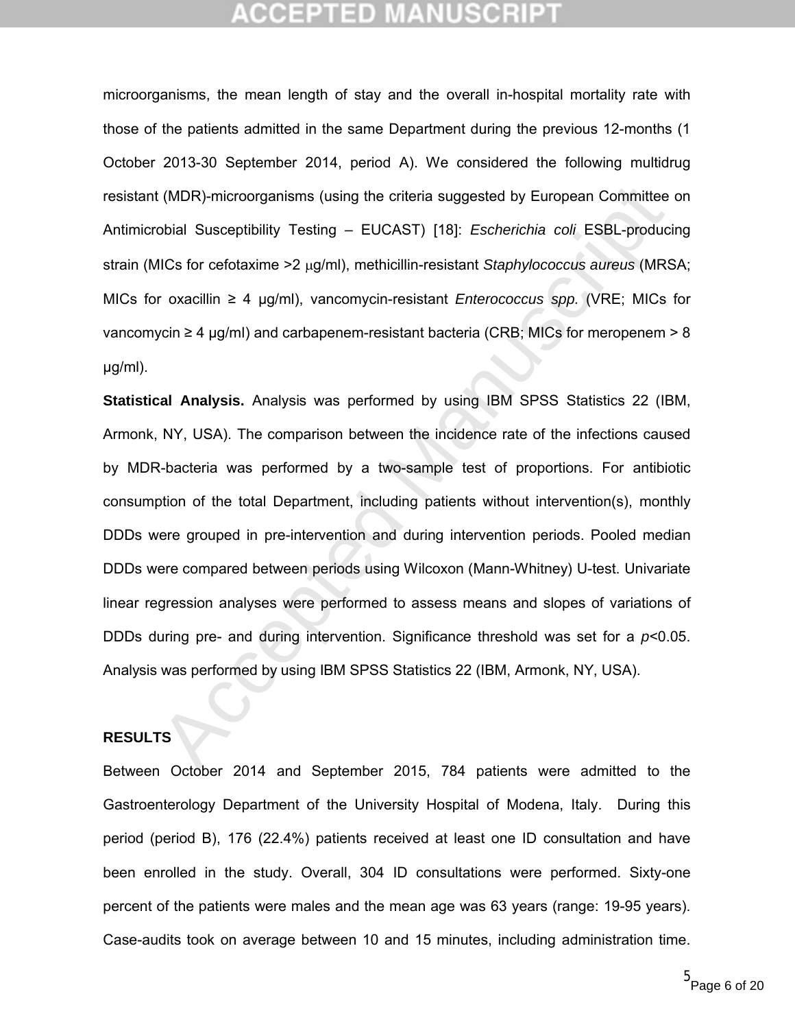microorganisms, the mean length of stay and the overall in-hospital mortality rate with those of the patients admitted in the same Department during the previous 12-months (1 October 2013-30 September 2014, period A). We considered the following multidrug resistant (MDR)-microorganisms (using the criteria suggested by European Committee on Antimicrobial Susceptibility Testing – EUCAST) [18]: *Escherichia coli* ESBL-producing strain (MICs for cefotaxime >2 μg/ml), methicillin-resistant *Staphylococcus aureus* (MRSA; MICs for oxacillin ≥ 4 μg/ml), vancomycin-resistant *Enterococcus spp.* (VRE; MICs for vancomycin ≥ 4 μg/ml) and carbapenem-resistant bacteria (CRB; MICs for meropenem > 8 μg/ml).

**Statistical Analysis.** Analysis was performed by using IBM SPSS Statistics 22 (IBM, Armonk, NY, USA). The comparison between the incidence rate of the infections caused by MDR-bacteria was performed by a two-sample test of proportions. For antibiotic consumption of the total Department, including patients without intervention(s), monthly DDDs were grouped in pre-intervention and during intervention periods. Pooled median DDDs were compared between periods using Wilcoxon (Mann-Whitney) U-test. Univariate linear regression analyses were performed to assess means and slopes of variations of DDDs during pre- and during intervention. Significance threshold was set for a $p<0.05$. Analysis was performed by using IBM SPSS Statistics 22 (IBM, Armonk, NY, USA).

## RESULTS

Between October 2014 and September 2015, 784 patients were admitted to the Gastroenterology Department of the University Hospital of Modena, Italy. During this period (period B), 176 (22.4%) patients received at least one ID consultation and have been enrolled in the study. Overall, 304 ID consultations were performed. Sixty-one percent of the patients were males and the mean age was 63 years (range: 19-95 years). Case-audits took on average between 10 and 15 minutes, including administration time.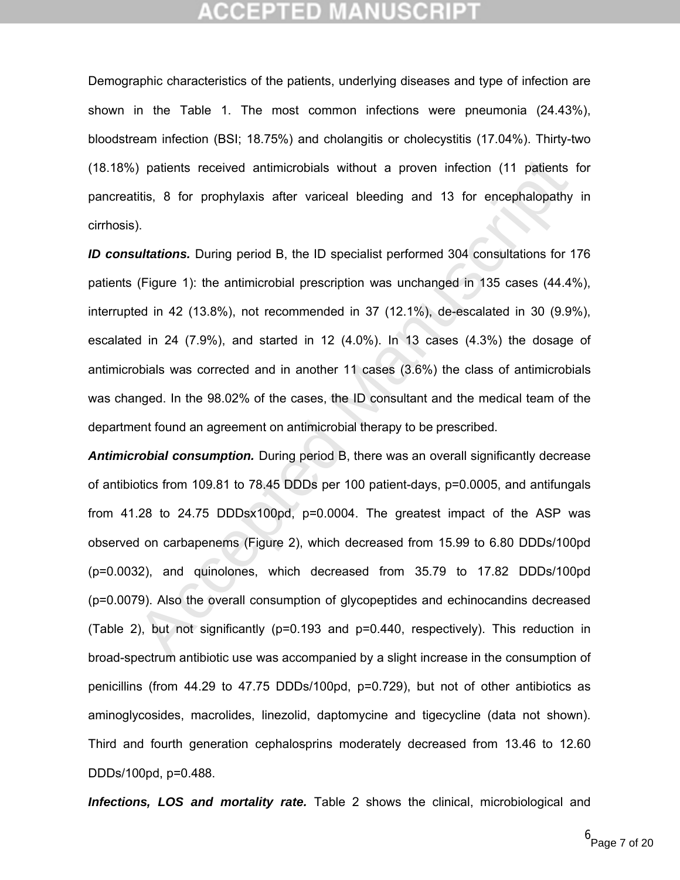Demographic characteristics of the patients, underlying diseases and type of infection are shown in the Table 1. The most common infections were pneumonia (24.43%), bloodstream infection (BSI; 18.75%) and cholangitis or cholecystitis (17.04%). Thirty-two (18.18%) patients received antimicrobials without a proven infection (11 patients for pancreatitis, 8 for prophylaxis after variceal bleeding and 13 for encephalopathy in cirrhosis).

***ID consultations.*** During period B, the ID specialist performed 304 consultations for 176 patients (Figure 1): the antimicrobial prescription was unchanged in 135 cases (44.4%), interrupted in 42 (13.8%), not recommended in 37 (12.1%), de-escalated in 30 (9.9%), escalated in 24 (7.9%), and started in 12 (4.0%). In 13 cases (4.3%) the dosage of antimicrobials was corrected and in another 11 cases (3.6%) the class of antimicrobials was changed. In the 98.02% of the cases, the ID consultant and the medical team of the department found an agreement on antimicrobial therapy to be prescribed.

***Antimicrobial consumption.*** During period B, there was an overall significantly decrease of antibiotics from 109.81 to 78.45 DDDs per 100 patient-days, p=0.0005, and antifungals from 41.28 to 24.75 DDDsx100pd, p=0.0004. The greatest impact of the ASP was observed on carbapenems (Figure 2), which decreased from 15.99 to 6.80 DDDs/100pd (p=0.0032), and quinolones, which decreased from 35.79 to 17.82 DDDs/100pd (p=0.0079). Also the overall consumption of glycopeptides and echinocandins decreased (Table 2), but not significantly (p=0.193 and p=0.440, respectively). This reduction in broad-spectrum antibiotic use was accompanied by a slight increase in the consumption of penicillins (from 44.29 to 47.75 DDDs/100pd, p=0.729), but not of other antibiotics as aminoglycosides, macrolides, linezolid, daptomycine and tigecycline (data not shown). Third and fourth generation cephalosprins moderately decreased from 13.46 to 12.60 DDDs/100pd, p=0.488.

***Infections, LOS and mortality rate.*** Table 2 shows the clinical, microbiological and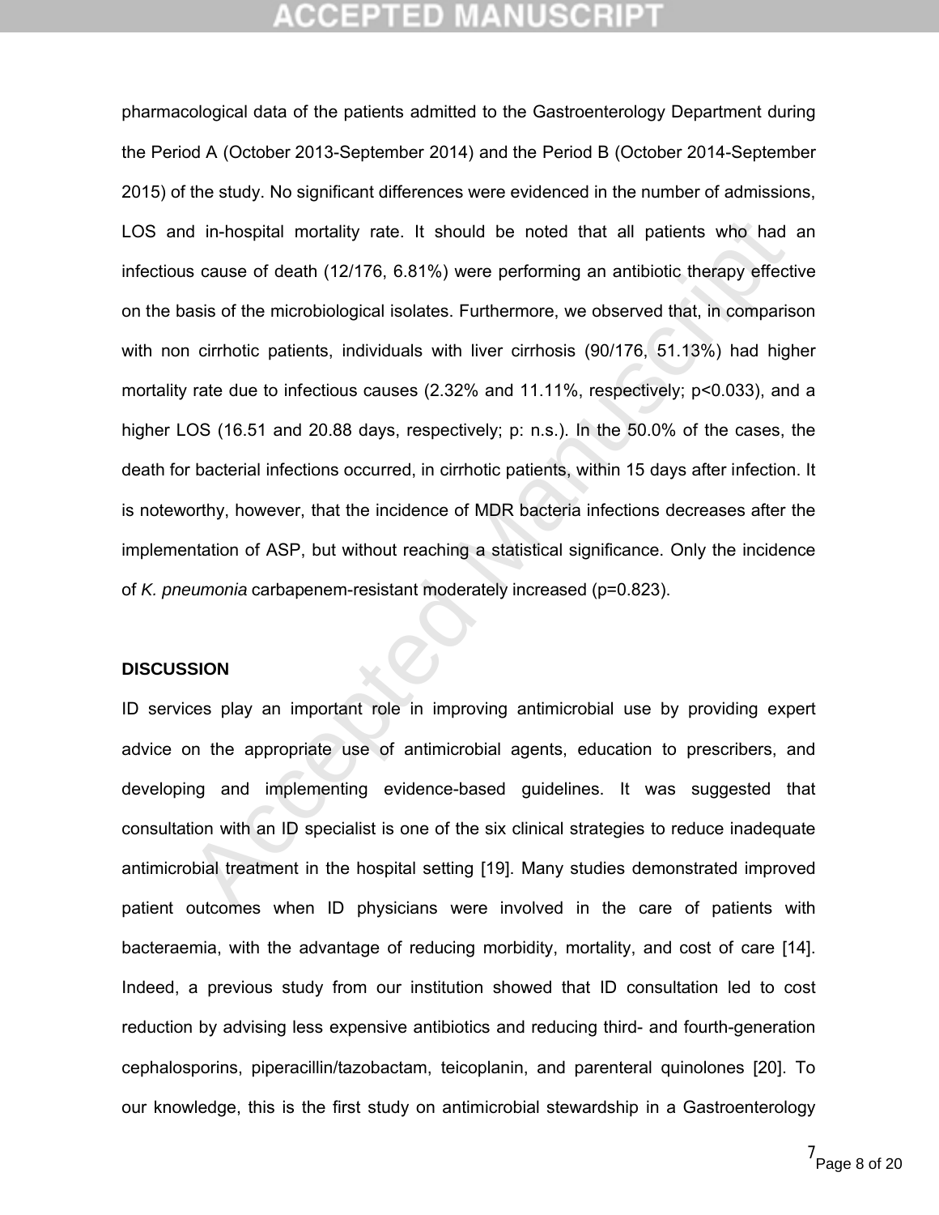pharmacological data of the patients admitted to the Gastroenterology Department during the Period A (October 2013-September 2014) and the Period B (October 2014-September 2015) of the study. No significant differences were evidenced in the number of admissions, LOS and in-hospital mortality rate. It should be noted that all patients who had an infectious cause of death (12/176, 6.81%) were performing an antibiotic therapy effective on the basis of the microbiological isolates. Furthermore, we observed that, in comparison with non cirrhotic patients, individuals with liver cirrhosis (90/176, 51.13%) had higher mortality rate due to infectious causes (2.32% and 11.11%, respectively; $p<0.033$), and a higher LOS (16.51 and 20.88 days, respectively; p: n.s.). In the 50.0% of the cases, the death for bacterial infections occurred, in cirrhotic patients, within 15 days after infection. It is noteworthy, however, that the incidence of MDR bacteria infections decreases after the implementation of ASP, but without reaching a statistical significance. Only the incidence of *K. pneumonia* carbapenem-resistant moderately increased ($p=0.823$).

## DISCUSSION

ID services play an important role in improving antimicrobial use by providing expert advice on the appropriate use of antimicrobial agents, education to prescribers, and developing and implementing evidence-based guidelines. It was suggested that consultation with an ID specialist is one of the six clinical strategies to reduce inadequate antimicrobial treatment in the hospital setting [19]. Many studies demonstrated improved patient outcomes when ID physicians were involved in the care of patients with bacteraemia, with the advantage of reducing morbidity, mortality, and cost of care [14]. Indeed, a previous study from our institution showed that ID consultation led to cost reduction by advising less expensive antibiotics and reducing third- and fourth-generation cephalosporins, piperacillin/tazobactam, teicoplanin, and parenteral quinolones [20]. To our knowledge, this is the first study on antimicrobial stewardship in a Gastroenterology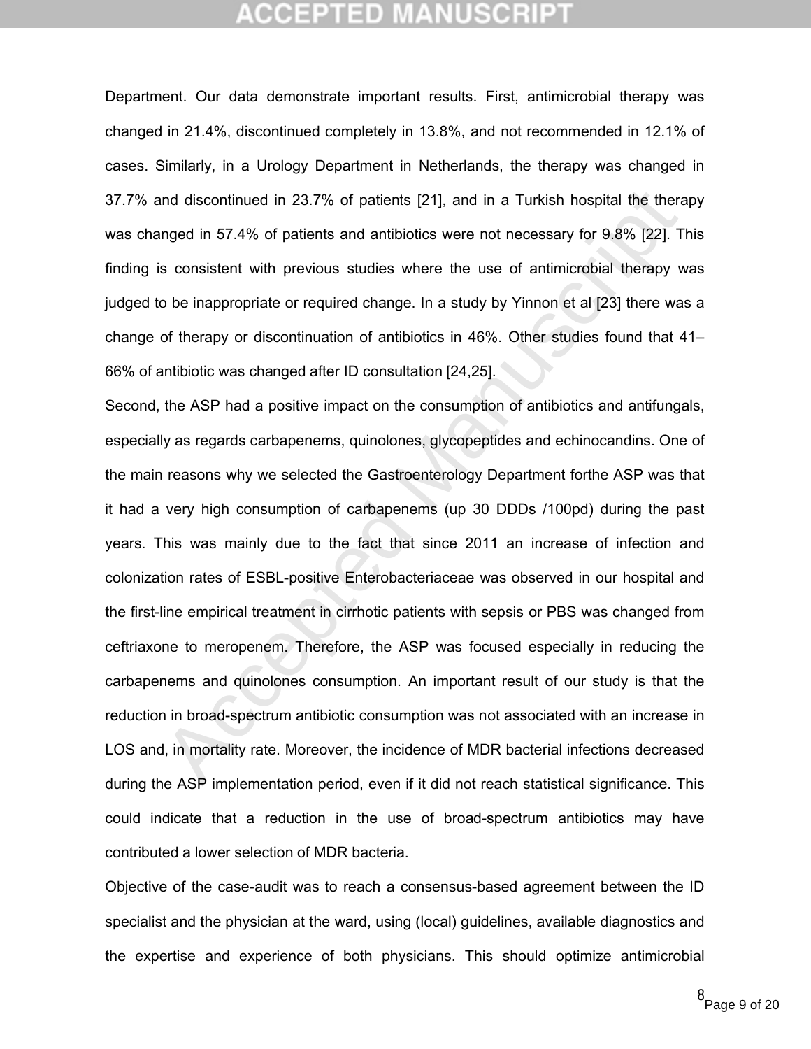Department. Our data demonstrate important results. First, antimicrobial therapy was changed in 21.4%, discontinued completely in 13.8%, and not recommended in 12.1% of cases. Similarly, in a Urology Department in Netherlands, the therapy was changed in 37.7% and discontinued in 23.7% of patients [21], and in a Turkish hospital the therapy was changed in 57.4% of patients and antibiotics were not necessary for 9.8% [22]. This finding is consistent with previous studies where the use of antimicrobial therapy was judged to be inappropriate or required change. In a study by Yinnon et al [23] there was a change of therapy or discontinuation of antibiotics in 46%. Other studies found that 41–66% of antibiotic was changed after ID consultation [24,25].

Second, the ASP had a positive impact on the consumption of antibiotics and antifungals, especially as regards carbapenems, quinolones, glycopeptides and echinocandins. One of the main reasons why we selected the Gastroenterology Department forthe ASP was that it had a very high consumption of carbapenems (up 30 DDDs /100pd) during the past years. This was mainly due to the fact that since 2011 an increase of infection and colonization rates of ESBL-positive Enterobacteriaceae was observed in our hospital and the first-line empirical treatment in cirrhotic patients with sepsis or PBS was changed from ceftriaxone to meropenem. Therefore, the ASP was focused especially in reducing the carbapenems and quinolones consumption. An important result of our study is that the reduction in broad-spectrum antibiotic consumption was not associated with an increase in LOS and, in mortality rate. Moreover, the incidence of MDR bacterial infections decreased during the ASP implementation period, even if it did not reach statistical significance. This could indicate that a reduction in the use of broad-spectrum antibiotics may have contributed a lower selection of MDR bacteria.

Objective of the case-audit was to reach a consensus-based agreement between the ID specialist and the physician at the ward, using (local) guidelines, available diagnostics and the expertise and experience of both physicians. This should optimize antimicrobial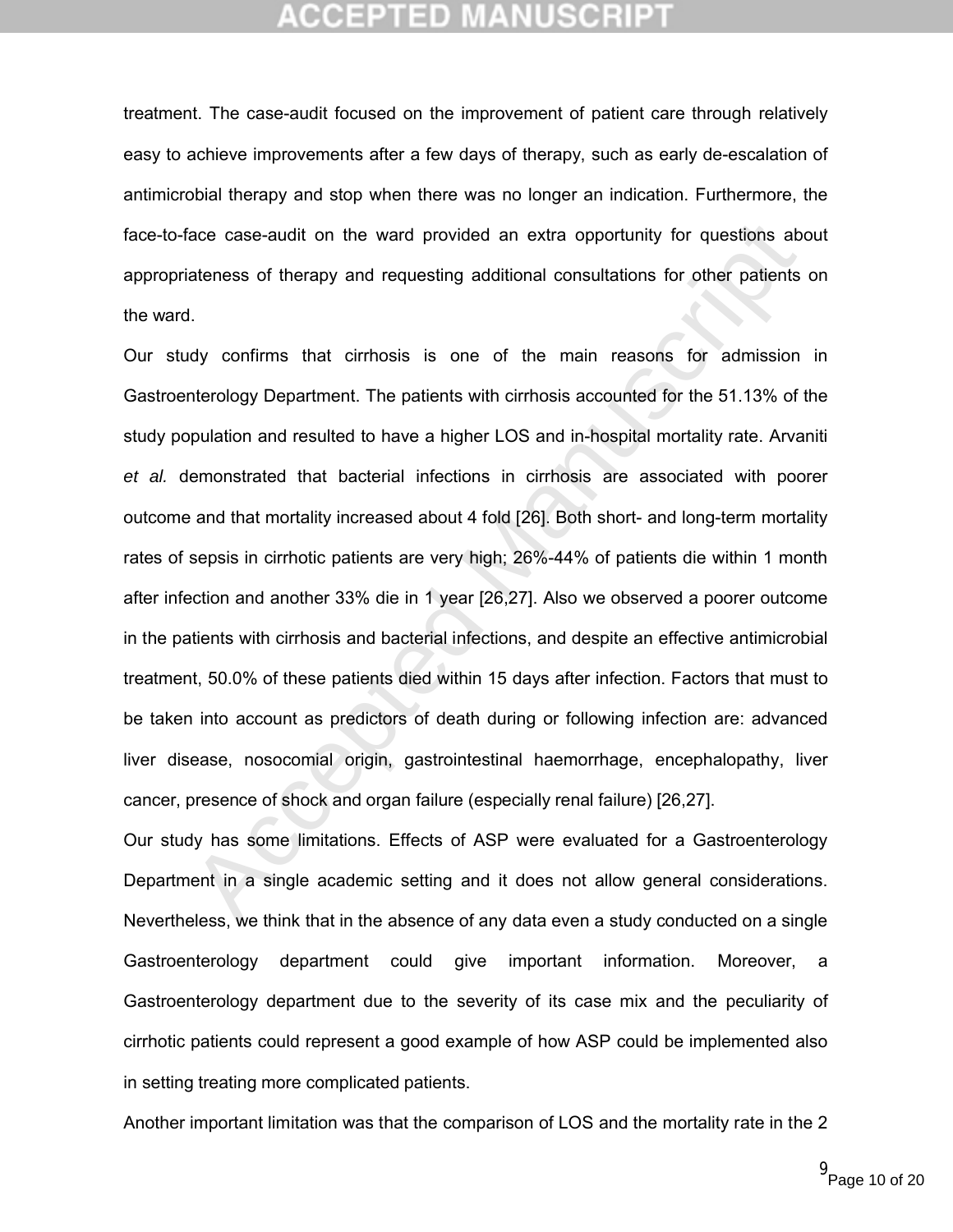treatment. The case-audit focused on the improvement of patient care through relatively easy to achieve improvements after a few days of therapy, such as early de-escalation of antimicrobial therapy and stop when there was no longer an indication. Furthermore, the face-to-face case-audit on the ward provided an extra opportunity for questions about appropriateness of therapy and requesting additional consultations for other patients on the ward.

Our study confirms that cirrhosis is one of the main reasons for admission in Gastroenterology Department. The patients with cirrhosis accounted for the 51.13% of the study population and resulted to have a higher LOS and in-hospital mortality rate. Arvaniti *et al.* demonstrated that bacterial infections in cirrhosis are associated with poorer outcome and that mortality increased about 4 fold [26]. Both short- and long-term mortality rates of sepsis in cirrhotic patients are very high; 26%-44% of patients die within 1 month after infection and another 33% die in 1 year [26,27]. Also we observed a poorer outcome in the patients with cirrhosis and bacterial infections, and despite an effective antimicrobial treatment, 50.0% of these patients died within 15 days after infection. Factors that must to be taken into account as predictors of death during or following infection are: advanced liver disease, nosocomial origin, gastrointestinal haemorrhage, encephalopathy, liver cancer, presence of shock and organ failure (especially renal failure) [26,27].

Our study has some limitations. Effects of ASP were evaluated for a Gastroenterology Department in a single academic setting and it does not allow general considerations. Nevertheless, we think that in the absence of any data even a study conducted on a single Gastroenterology department could give important information. Moreover, a Gastroenterology department due to the severity of its case mix and the peculiarity of cirrhotic patients could represent a good example of how ASP could be implemented also in setting treating more complicated patients.

Another important limitation was that the comparison of LOS and the mortality rate in the 2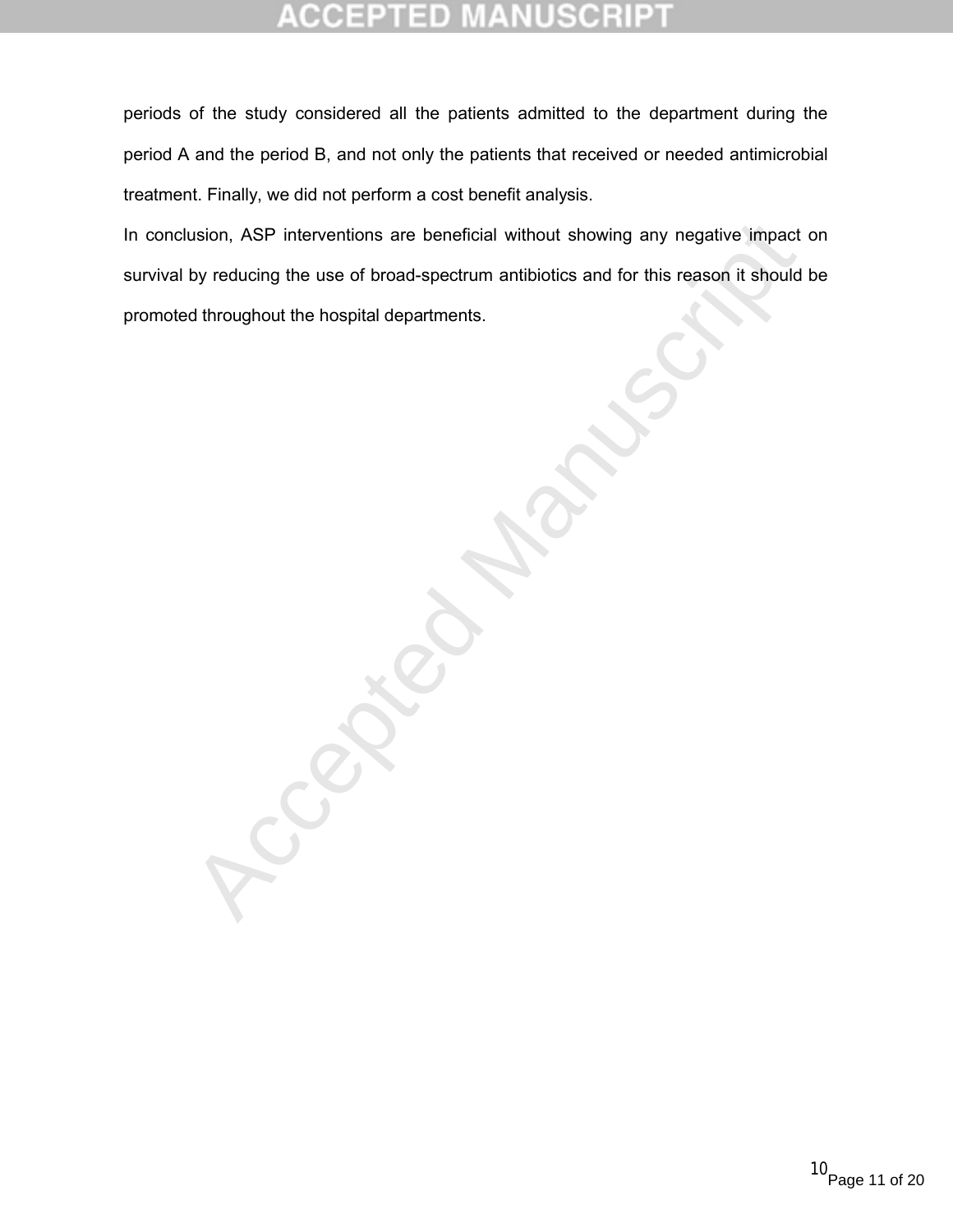periods of the study considered all the patients admitted to the department during the period A and the period B, and not only the patients that received or needed antimicrobial treatment. Finally, we did not perform a cost benefit analysis.

In conclusion, ASP interventions are beneficial without showing any negative impact on survival by reducing the use of broad-spectrum antibiotics and for this reason it should be promoted throughout the hospital departments.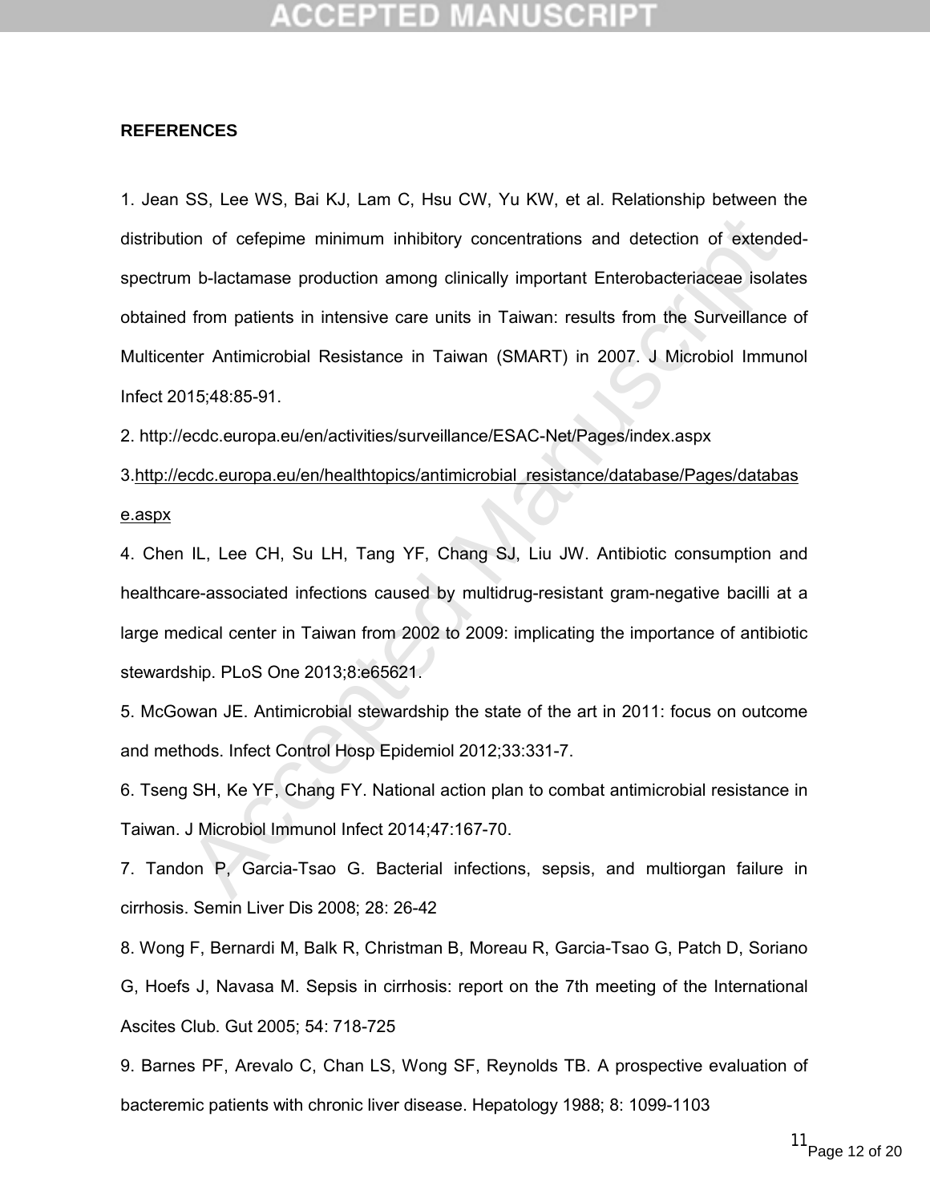**REFERENCES**

1. Jean SS, Lee WS, Bai KJ, Lam C, Hsu CW, Yu KW, et al. Relationship between the distribution of cefepime minimum inhibitory concentrations and detection of extended-spectrum b-lactamase production among clinically important Enterobacteriaceae isolates obtained from patients in intensive care units in Taiwan: results from the Surveillance of Multicenter Antimicrobial Resistance in Taiwan (SMART) in 2007. J Microbiol Immunol Infect 2015;48:85-91.

2. http://ecdc.europa.eu/en/activities/surveillance/ESAC-Net/Pages/index.aspx

3. http://ecdc.europa.eu/en/healthtopics/antimicrobial_resistance/database/Pages/database.aspx

4. Chen IL, Lee CH, Su LH, Tang YF, Chang SJ, Liu JW. Antibiotic consumption and healthcare-associated infections caused by multidrug-resistant gram-negative bacilli at a large medical center in Taiwan from 2002 to 2009: implicating the importance of antibiotic stewardship. PLoS One 2013;8:e65621.

5. McGowan JE. Antimicrobial stewardship the state of the art in 2011: focus on outcome and methods. Infect Control Hosp Epidemiol 2012;33:331-7.

6. Tseng SH, Ke YF, Chang FY. National action plan to combat antimicrobial resistance in Taiwan. J Microbiol Immunol Infect 2014;47:167-70.

7. Tandon P, Garcia-Tsao G. Bacterial infections, sepsis, and multiorgan failure in cirrhosis. Semin Liver Dis 2008; 28: 26-42

8. Wong F, Bernardi M, Balk R, Christman B, Moreau R, Garcia-Tsao G, Patch D, Soriano G, Hoefs J, Navasa M. Sepsis in cirrhosis: report on the 7th meeting of the International Ascites Club. Gut 2005; 54: 718-725

9. Barnes PF, Arevalo C, Chan LS, Wong SF, Reynolds TB. A prospective evaluation of bacteremic patients with chronic liver disease. Hepatology 1988; 8: 1099-1103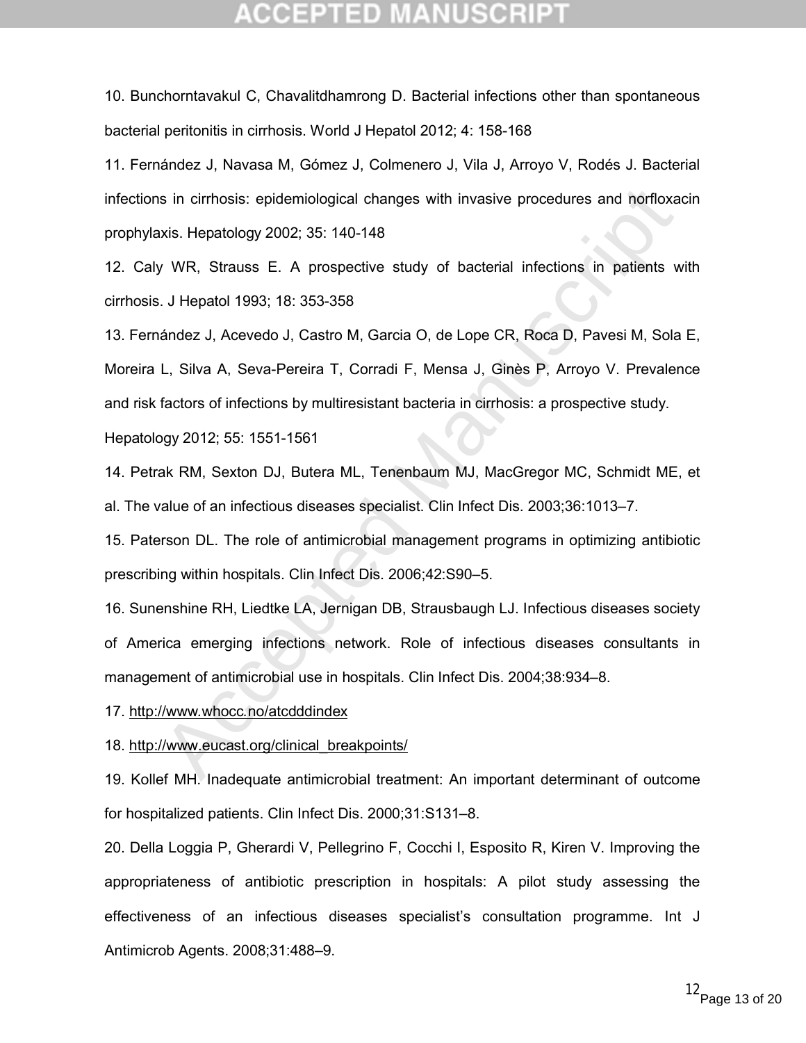10. Bunchorntavakul C, Chavalitdhamrong D. Bacterial infections other than spontaneous bacterial peritonitis in cirrhosis. World J Hepatol 2012; 4: 158-168

11. Fernández J, Navasa M, Gómez J, Colmenero J, Vila J, Arroyo V, Rodés J. Bacterial infections in cirrhosis: epidemiological changes with invasive procedures and norfloxacin prophylaxis. Hepatology 2002; 35: 140-148

12. Caly WR, Strauss E. A prospective study of bacterial infections in patients with cirrhosis. J Hepatol 1993; 18: 353-358

13. Fernández J, Acevedo J, Castro M, Garcia O, de Lope CR, Roca D, Pavesi M, Sola E, Moreira L, Silva A, Seva-Pereira T, Corradi F, Mensa J, Ginès P, Arroyo V. Prevalence and risk factors of infections by multiresistant bacteria in cirrhosis: a prospective study. Hepatology 2012; 55: 1551-1561

14. Petrak RM, Sexton DJ, Butera ML, Tenenbaum MJ, MacGregor MC, Schmidt ME, et al. The value of an infectious diseases specialist. Clin Infect Dis. 2003;36:1013–7.

15. Paterson DL. The role of antimicrobial management programs in optimizing antibiotic prescribing within hospitals. Clin Infect Dis. 2006;42:S90–5.

16. Sunenshine RH, Liedtke LA, Jernigan DB, Strausbaugh LJ. Infectious diseases society of America emerging infections network. Role of infectious diseases consultants in management of antimicrobial use in hospitals. Clin Infect Dis. 2004;38:934–8.

17. http://www.whocc.no/atcdddindex

18. http://www.eucast.org/clinical_breakpoints/

19. Kollef MH. Inadequate antimicrobial treatment: An important determinant of outcome for hospitalized patients. Clin Infect Dis. 2000;31:S131–8.

20. Della Loggia P, Gherardi V, Pellegrino F, Cocchi I, Esposito R, Kiren V. Improving the appropriateness of antibiotic prescription in hospitals: A pilot study assessing the effectiveness of an infectious diseases specialist's consultation programme. Int J Antimicrob Agents. 2008;31:488–9.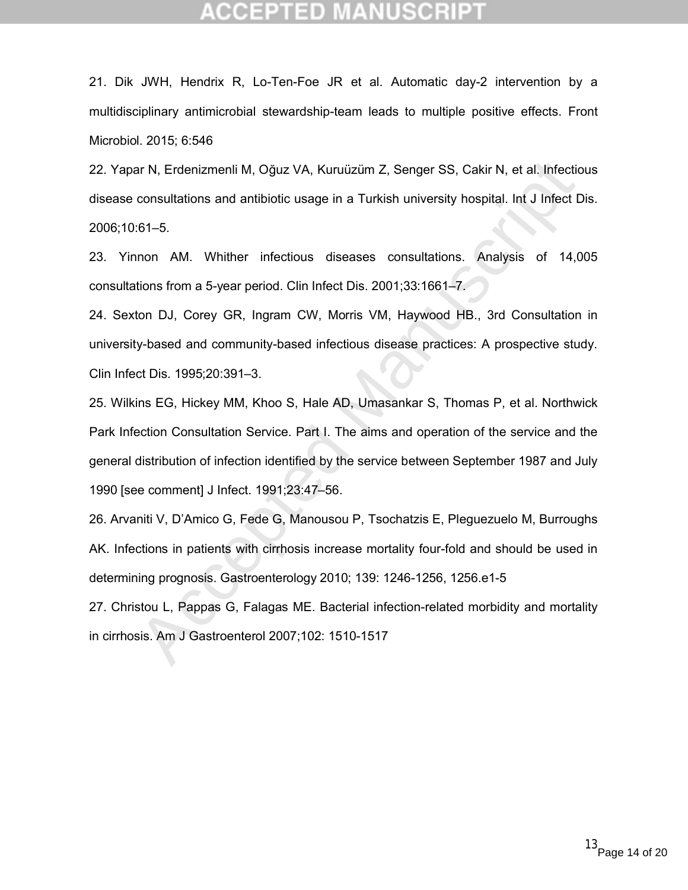21. Dik JWH, Hendrix R, Lo-Ten-Foe JR et al. Automatic day-2 intervention by a multidisciplinary antimicrobial stewardship-team leads to multiple positive effects. Front Microbiol. 2015; 6:546

22. Yapar N, Erdenizmenli M, Oğuz VA, Kuruüzüm Z, Senger SS, Cakir N, et al. Infectious disease consultations and antibiotic usage in a Turkish university hospital. Int J Infect Dis. 2006;10:61–5.

23. Yinnon AM. Whither infectious diseases consultations. Analysis of 14,005 consultations from a 5-year period. Clin Infect Dis. 2001;33:1661–7.

24. Sexton DJ, Corey GR, Ingram CW, Morris VM, Haywood HB., 3rd Consultation in university-based and community-based infectious disease practices: A prospective study. Clin Infect Dis. 1995;20:391–3.

25. Wilkins EG, Hickey MM, Khoo S, Hale AD, Umasankar S, Thomas P, et al. Northwick Park Infection Consultation Service. Part I. The aims and operation of the service and the general distribution of infection identified by the service between September 1987 and July 1990 [see comment] J Infect. 1991;23:47–56.

26. Arvaniti V, D'Amico G, Fede G, Manousou P, Tsochatzis E, Pleguezuelo M, Burroughs AK. Infections in patients with cirrhosis increase mortality four-fold and should be used in determining prognosis. Gastroenterology 2010; 139: 1246-1256, 1256.e1-5

27. Christou L, Pappas G, Falagas ME. Bacterial infection-related morbidity and mortality in cirrhosis. Am J Gastroenterol 2007;102: 1510-1517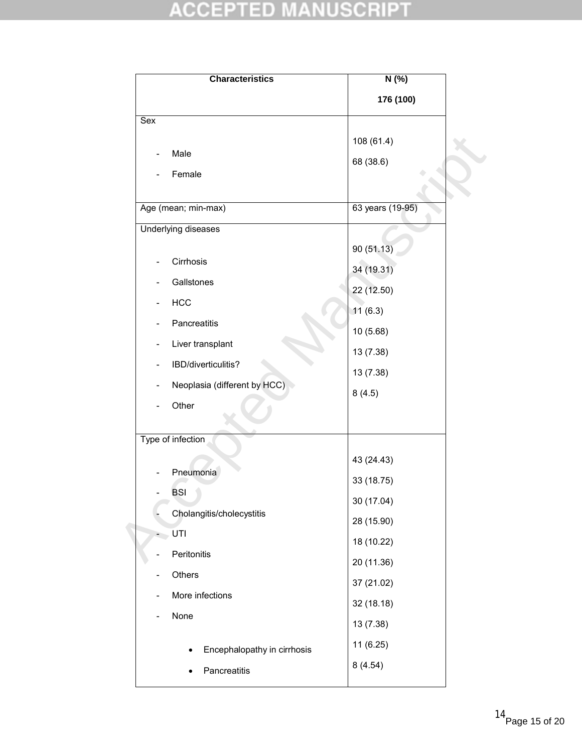| Characteristics | N (%) 176 (100) |
|---|---|
| Sex | |
| - Male | 108 (61.4) |
| - Female | 68 (38.6) |
| Age (mean; min-max) | 63 years (19-95) |
| Underlying diseases | |
| - Cirrhosis | 90 (51.13) |
| - Gallstones | 34 (19.31) |
| - HCC | 22 (12.50) |
| - Pancreatitis | 11 (6.3) |
| - Liver transplant | 10 (5.68) |
| - IBD/diverticulitis? | 13 (7.38) |
| - Neoplasia (different by HCC) | 13 (7.38) |
| - Other | 8 (4.5) |
| Type of infection | |
| - Pneumonia | 43 (24.43) |
| - BSI | 33 (18.75) |
| - Cholangitis/cholecystitis | 30 (17.04) |
| - UTI | 28 (15.90) |
| - Peritonitis | 18 (10.22) |
| - Others | 20 (11.36) |
| - More infections | 37 (21.02) |
| - None | 32 (18.18) |
| • Encephalopathy in cirrhosis | 13 (7.38) |
| • Pancreatitis | 11 (6.25) |
| | 8 (4.54) |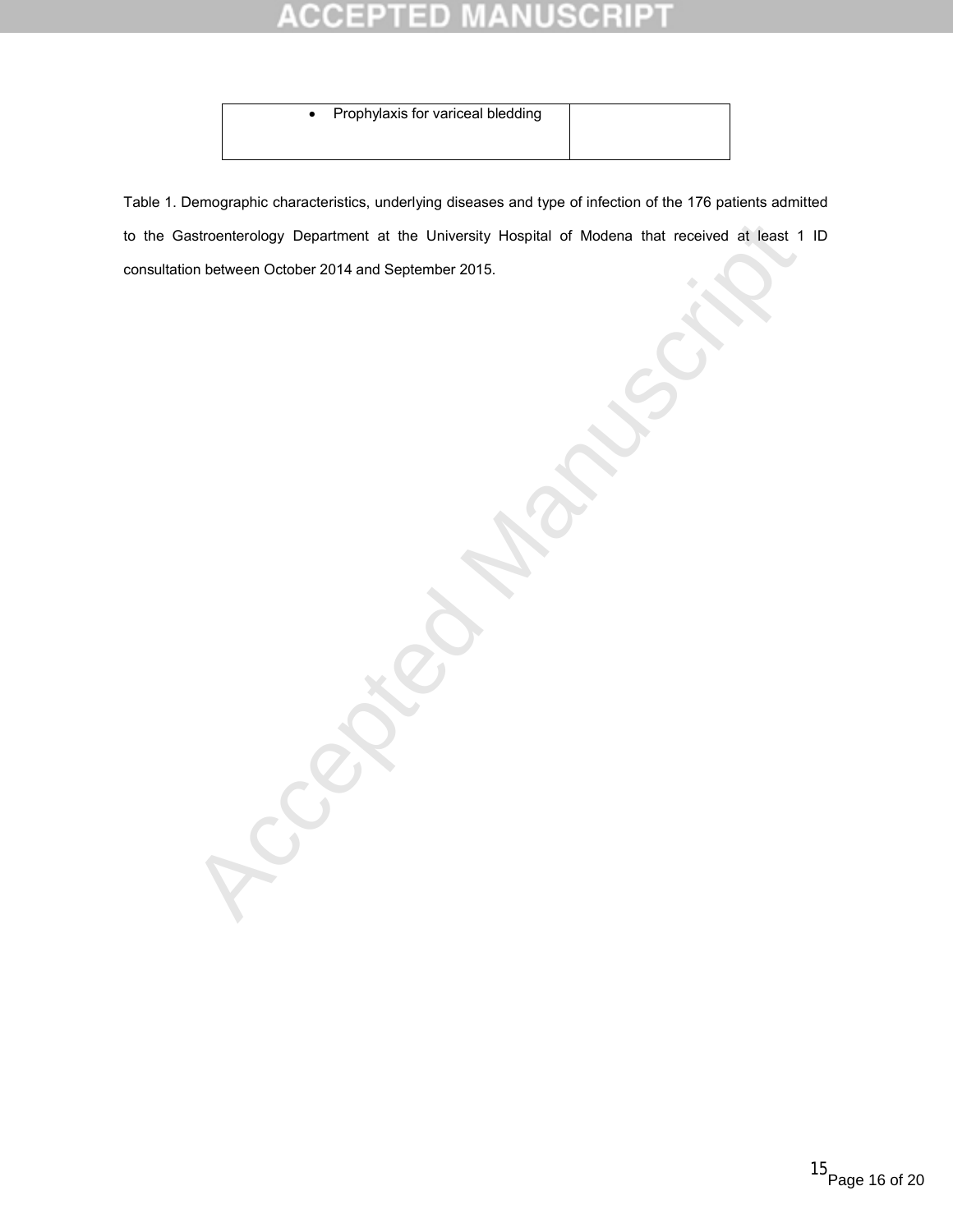| | |
|---|---|
| • Prophylaxis for variceal bledding | |

Table 1. Demographic characteristics, underlying diseases and type of infection of the 176 patients admitted to the Gastroenterology Department at the University Hospital of Modena that received at least 1 ID consultation between October 2014 and September 2015.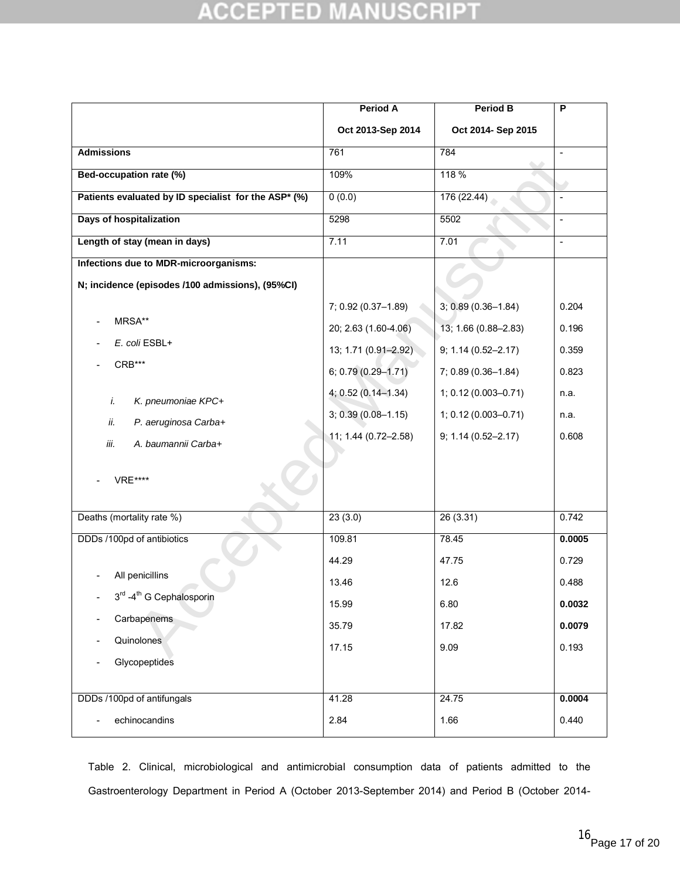|  | Period A<br>Oct 2013-Sep 2014 | Period B<br>Oct 2014- Sep 2015 | P |
|---|---|---|---|
| **Admissions** | 761 | 784 | - |
| **Bed-occupation rate (%)** | 109% | 118 % |  |
| **Patients evaluated by ID specialist for the ASP* (%)** | 0 (0.0) | 176 (22.44) | - |
| **Days of hospitalization** | 5298 | 5502 | - |
| **Length of stay (mean in days)** | 7.11 | 7.01 | - |
| **Infections due to MDR-microorganisms:**<br>**N; incidence (episodes /100 admissions), (95%CI)** |  |  |  |
| - MRSA** | 7; 0.92 (0.37–1.89) | 3; 0.89 (0.36–1.84) | 0.204 |
| - *E. coli* ESBL+ | 20; 2.63 (1.60-4.06) | 13; 1.66 (0.88–2.83) | 0.196 |
| - CRB*** | 13; 1.71 (0.91–2.92) | 9; 1.14 (0.52–2.17) | 0.359 |
| i. *K. pneumoniae KPC+* | 6; 0.79 (0.29–1.71) | 7; 0.89 (0.36–1.84) | 0.823 |
| ii. *P. aeruginosa Carba+* | 4; 0.52 (0.14–1.34) | 1; 0.12 (0.003–0.71) | n.a. |
| iii. *A. baumannii Carba+* | 3; 0.39 (0.08–1.15) | 1; 0.12 (0.003–0.71) | n.a. |
| - VRE**** | 11; 1.44 (0.72–2.58) | 9; 1.14 (0.52–2.17) | 0.608 |
| Deaths (mortality rate %) | 23 (3.0) | 26 (3.31) | 0.742 |
| DDDs /100pd of antibiotics | 109.81 | 78.45 | **0.0005** |
| - All penicillins | 44.29 | 47.75 | 0.729 |
| - 3rd -4th G Cephalosporin | 13.46 | 12.6 | 0.488 |
| - Carbapenems | 15.99 | 6.80 | **0.0032** |
| - Quinolones | 35.79 | 17.82 | **0.0079** |
| - Glycopeptides | 17.15 | 9.09 | 0.193 |
| DDDs /100pd of antifungals | 41.28 | 24.75 | **0.0004** |
| - echinocandins | 2.84 | 1.66 | 0.440 |

Table 2. Clinical, microbiological and antimicrobial consumption data of patients admitted to the Gastroenterology Department in Period A (October 2013-September 2014) and Period B (October 2014-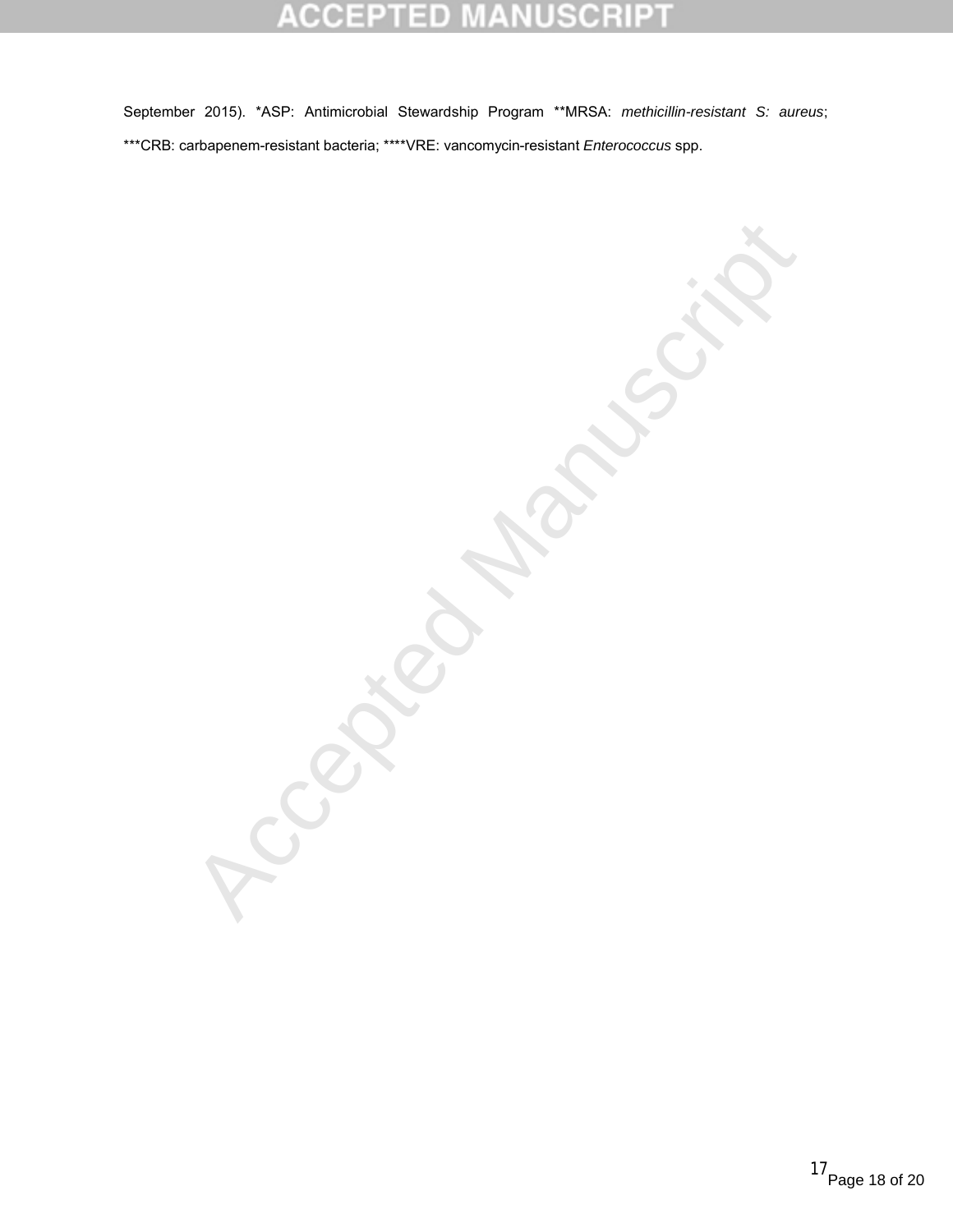September 2015). *ASP: Antimicrobial Stewardship Program **MRSA: *methicillin-resistant S: aureus*; ***CRB: carbapenem-resistant bacteria; ****VRE: vancomycin-resistant *Enterococcus* spp.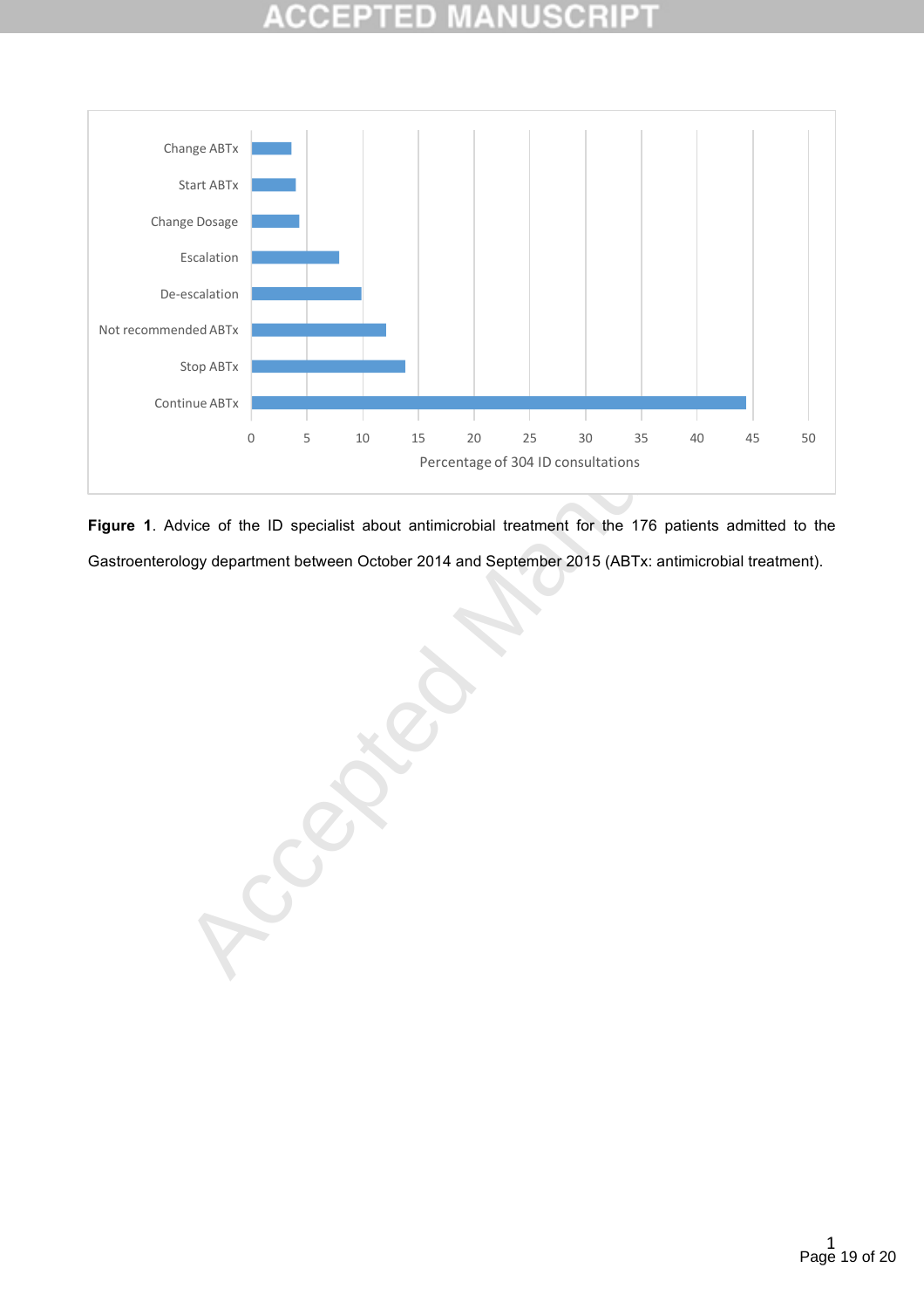| Advice | Percentage of 304 ID consultations |
|---|---|
| Change ABTx | ~3.6 |
| Start ABTx | ~4 |
| Change Dosage | ~4.3 |
| Escalation | ~7.9 |
| De-escalation | ~9.9 |
| Not recommended ABTx | ~12.2 |
| Stop ABTx | ~13.8 |
| Continue ABTx | ~44.4 |

**Figure 1**. Advice of the ID specialist about antimicrobial treatment for the 176 patients admitted to the Gastroenterology department between October 2014 and September 2015 (ABTx: antimicrobial treatment).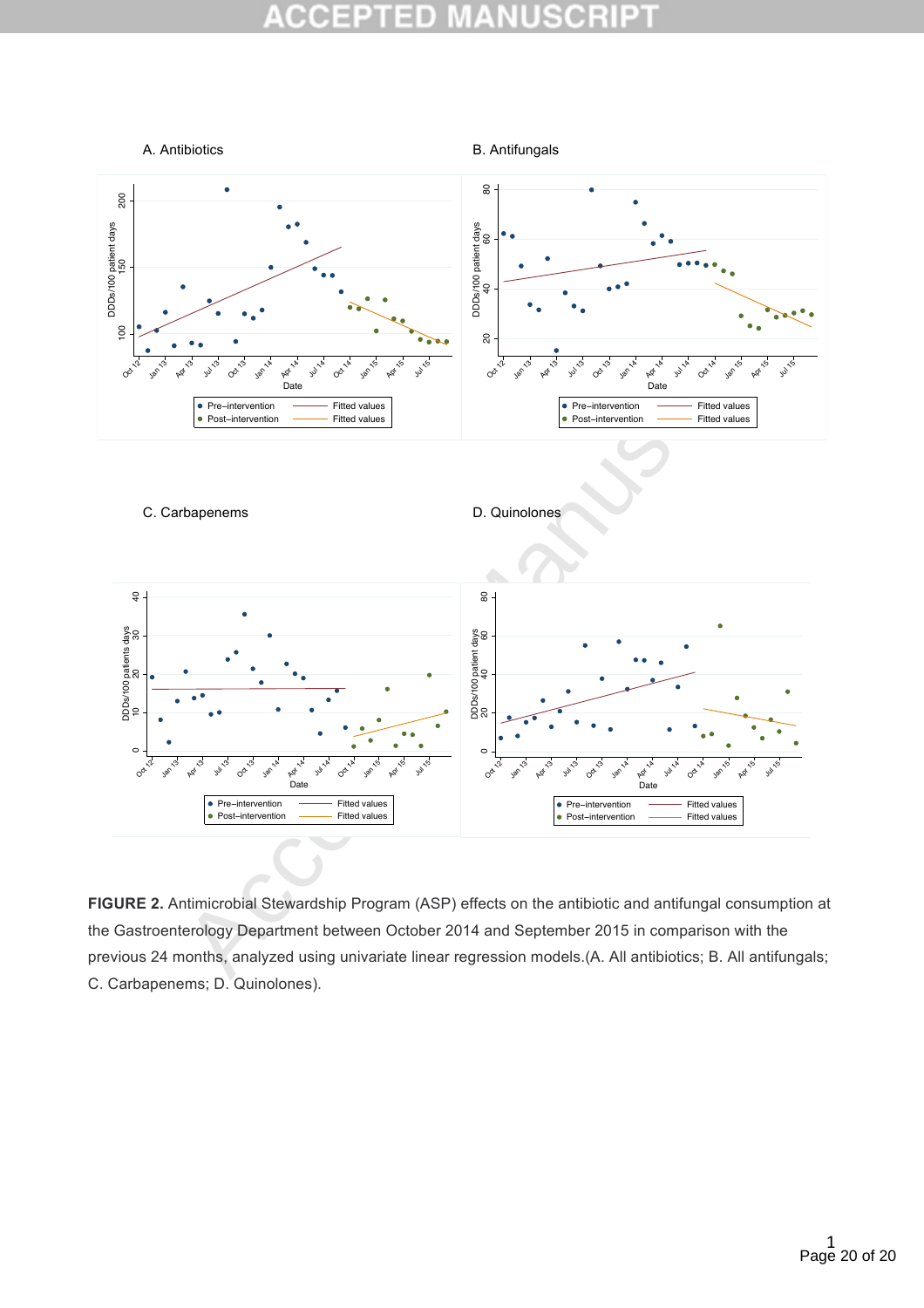A. Antibiotics

DDDs/100 patient days

200

150

100

Oct 12 Jan 13 Apr 13 Jul 13 Oct 13 Jan 14 Apr 14 Jul 14 Oct 14 Jan 15 Apr 15 Jul 15

Date

Pre–intervention Fitted values
Post–intervention Fitted values

B. Antifungals

DDDs/100 patient days

80

60

40

20

Oct 12 Jan 13 Apr 13 Jul 13 Oct 13 Jan 14 Apr 14 Jul 14 Oct 14 Jan 15 Apr 15 Jul 15

Date

Pre–intervention Fitted values
Post–intervention Fitted values

C. Carbapenems

DDDs/100 patients days

40

30

20

10

0

Oct 12 Jan 13 Apr 13 Jul 13 Oct 13 Jan 14 Apr 14 Jul 14 Oct 14 Jan 15 Apr 15 Jul 15

Date

Pre–intervention Fitted values
Post–intervention Fitted values

D. Quinolones

DDDs/100 patient days

80

60

40

20

0

Oct 12 Jan 13 Apr 13 Jul 13 Oct 13 Jan 14 Apr 14 Jul 14 Oct 14 Jan 15 Apr 15 Jul 15

Date

Pre–intervention Fitted values
Post–intervention Fitted values

**FIGURE 2.** Antimicrobial Stewardship Program (ASP) effects on the antibiotic and antifungal consumption at the Gastroenterology Department between October 2014 and September 2015 in comparison with the previous 24 months, analyzed using univariate linear regression models.(A. All antibiotics; B. All antifungals; C. Carbapenems; D. Quinolones).